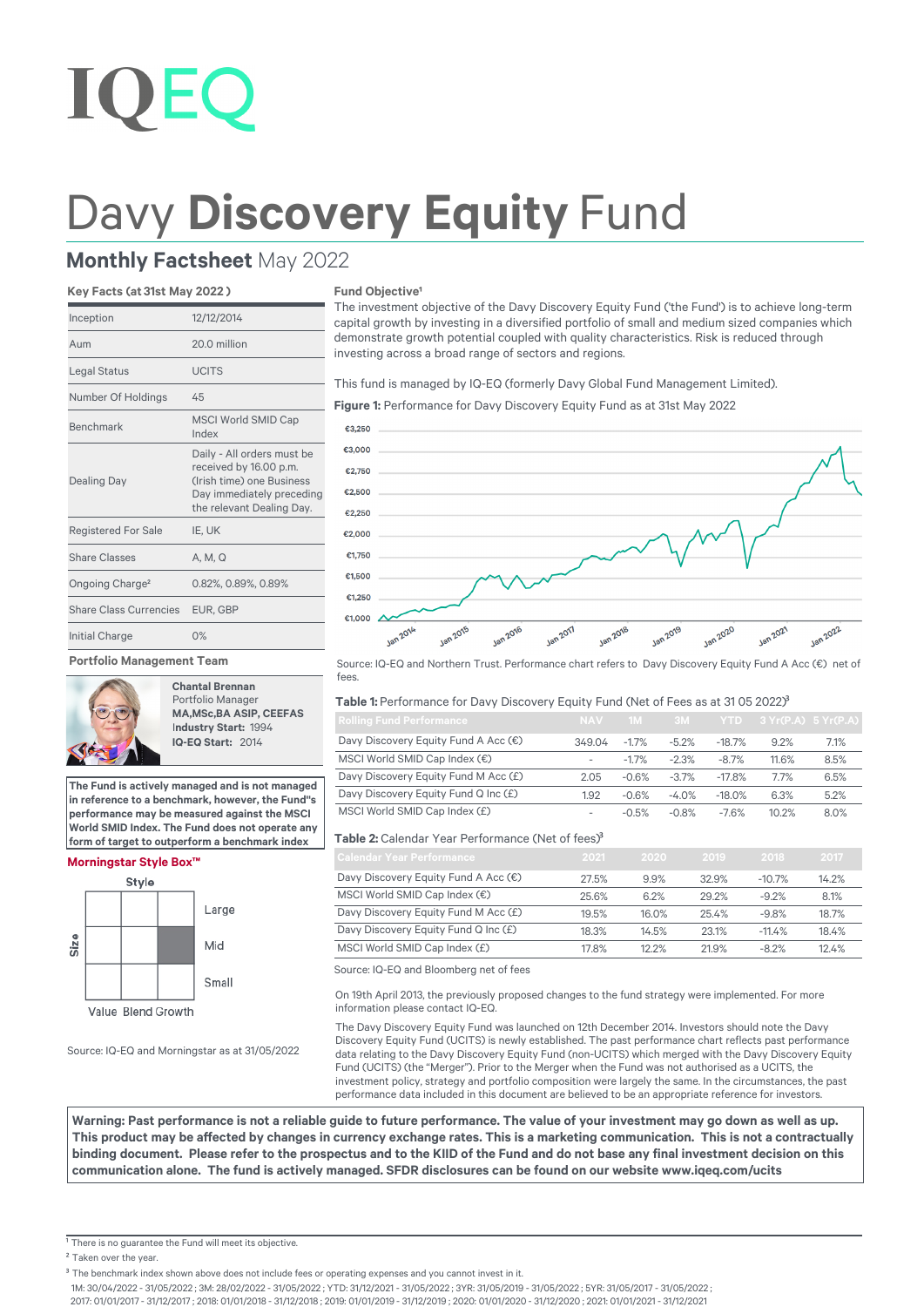IQEQ

# Davy **Discovery Equity** Fund

## **Monthly Factsheet** May 2022

### Key Facts (at 31st May 2022 )

| | |
|---|---|
| Inception | 12/12/2014 |
| Aum | 20.0 million |
| Legal Status | UCITS |
| Number Of Holdings | 45 |
| Benchmark | MSCI World SMID Cap Index |
| Dealing Day | Daily - All orders must be received by 16.00 p.m. (Irish time) one Business Day immediately preceding the relevant Dealing Day. |
| Registered For Sale | IE, UK |
| Share Classes | A, M, Q |
| Ongoing Charge[2] | 0.82%, 0.89%, 0.89% |
| Share Class Currencies | EUR, GBP |
| Initial Charge | 0% |

### Portfolio Management Team

**Chantal Brennan**
Portfolio Manager
**MA,MSc,BA ASIP, CEEFAS**
Industry Start: 1994
**IQ-EQ Start:** 2014

**The Fund is actively managed and is not managed in reference to a benchmark, however, the Fund"s performance may be measured against the MSCI World SMID Index. The Fund does not operate any form of target to outperform a benchmark index**

### Morningstar Style Box™

Style: Value Blend Growth
Size: Large, Mid, Small

Source: IQ-EQ and Morningstar as at 31/05/2022

### Fund Objective[1]

The investment objective of the Davy Discovery Equity Fund ('the Fund') is to achieve long-term capital growth by investing in a diversified portfolio of small and medium sized companies which demonstrate growth potential coupled with quality characteristics. Risk is reduced through investing across a broad range of sectors and regions.

This fund is managed by IQ-EQ (formerly Davy Global Fund Management Limited).

**Figure 1:** Performance for Davy Discovery Equity Fund as at 31st May 2022

Source: IQ-EQ and Northern Trust. Performance chart refers to Davy Discovery Equity Fund A Acc (€) net of fees.

**Table 1:** Performance for Davy Discovery Equity Fund (Net of Fees as at 31 05 2022)[3]

| Rolling Fund Performance | NAV | 1M | 3M | YTD | 3 Yr(P.A) | 5 Yr(P.A) |
|---|---|---|---|---|---|---|
| Davy Discovery Equity Fund A Acc (€) | 349.04 | -1.7% | -5.2% | -18.7% | 9.2% | 7.1% |
| MSCI World SMID Cap Index (€) | - | -1.7% | -2.3% | -8.7% | 11.6% | 8.5% |
| Davy Discovery Equity Fund M Acc (£) | 2.05 | -0.6% | -3.7% | -17.8% | 7.7% | 6.5% |
| Davy Discovery Equity Fund Q Inc (£) | 1.92 | -0.6% | -4.0% | -18.0% | 6.3% | 5.2% |
| MSCI World SMID Cap Index (£) | - | -0.5% | -0.8% | -7.6% | 10.2% | 8.0% |

**Table 2:** Calendar Year Performance (Net of fees)[3]

| Calendar Year Performance | 2021 | 2020 | 2019 | 2018 | 2017 |
|---|---|---|---|---|---|
| Davy Discovery Equity Fund A Acc (€) | 27.5% | 9.9% | 32.9% | -10.7% | 14.2% |
| MSCI World SMID Cap Index (€) | 25.6% | 6.2% | 29.2% | -9.2% | 8.1% |
| Davy Discovery Equity Fund M Acc (£) | 19.5% | 16.0% | 25.4% | -9.8% | 18.7% |
| Davy Discovery Equity Fund Q Inc (£) | 18.3% | 14.5% | 23.1% | -11.4% | 18.4% |
| MSCI World SMID Cap Index (£) | 17.8% | 12.2% | 21.9% | -8.2% | 12.4% |

Source: IQ-EQ and Bloomberg net of fees

On 19th April 2013, the previously proposed changes to the fund strategy were implemented. For more information please contact IQ-EQ.

The Davy Discovery Equity Fund was launched on 12th December 2014. Investors should note the Davy Discovery Equity Fund (UCITS) is newly established. The past performance chart reflects past performance data relating to the Davy Discovery Equity Fund (non-UCITS) which merged with the Davy Discovery Equity Fund (UCITS) (the "Merger"). Prior to the Merger when the Fund was not authorised as a UCITS, the investment policy, strategy and portfolio composition were largely the same. In the circumstances, the past performance data included in this document are believed to be an appropriate reference for investors.

**Warning: Past performance is not a reliable guide to future performance. The value of your investment may go down as well as up. This product may be affected by changes in currency exchange rates. This is a marketing communication. This is not a contractually binding document. Please refer to the prospectus and to the KIID of the Fund and do not base any final investment decision on this communication alone. The fund is actively managed. SFDR disclosures can be found on our website www.iqeq.com/ucits**

[1] There is no guarantee the Fund will meet its objective.
[2] Taken over the year.
[3] The benchmark index shown above does not include fees or operating expenses and you cannot invest in it.
1M: 30/04/2022 - 31/05/2022 ; 3M: 28/02/2022 - 31/05/2022 ; YTD: 31/12/2021 - 31/05/2022 ; 3YR: 31/05/2019 - 31/05/2022 ; 5YR: 31/05/2017 - 31/05/2022 ; 2017: 01/01/2017 - 31/12/2017 ; 2018: 01/01/2018 - 31/12/2018 ; 2019: 01/01/2019 - 31/12/2019 ; 2020: 01/01/2020 - 31/12/2020 ; 2021: 01/01/2021 - 31/12/2021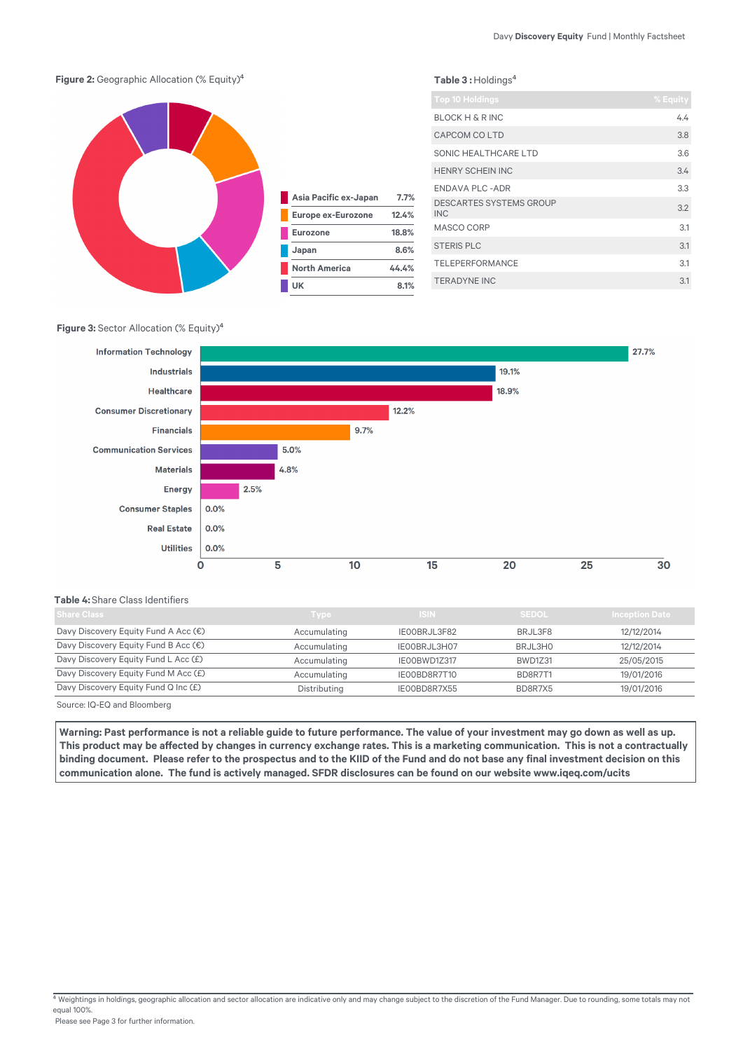**Figure 2:** Geographic Allocation (% Equity)[4]

| Region | % |
|---|---|
| Asia Pacific ex-Japan | 7.7% |
| Europe ex-Eurozone | 12.4% |
| Eurozone | 18.8% |
| Japan | 8.6% |
| North America | 44.4% |
| UK | 8.1% |

**Table 3 :** Holdings[4]

| Top 10 Holdings | % Equity |
|---|---|
| BLOCK H & R INC | 4.4 |
| CAPCOM CO LTD | 3.8 |
| SONIC HEALTHCARE LTD | 3.6 |
| HENRY SCHEIN INC | 3.4 |
| ENDAVA PLC -ADR | 3.3 |
| DESCARTES SYSTEMS GROUP INC | 3.2 |
| MASCO CORP | 3.1 |
| STERIS PLC | 3.1 |
| TELEPERFORMANCE | 3.1 |
| TERADYNE INC | 3.1 |

**Figure 3:** Sector Allocation (% Equity)[4]

| Sector | % |
|---|---|
| Information Technology | 27.7% |
| Industrials | 19.1% |
| Healthcare | 18.9% |
| Consumer Discretionary | 12.2% |
| Financials | 9.7% |
| Communication Services | 5.0% |
| Materials | 4.8% |
| Energy | 2.5% |
| Consumer Staples | 0.0% |
| Real Estate | 0.0% |
| Utilities | 0.0% |

**Table 4:** Share Class Identifiers

| Share Class | Type | ISIN | SEDOL | Inception Date |
|---|---|---|---|---|
| Davy Discovery Equity Fund A Acc (€) | Accumulating | IE00BRJL3F82 | BRJL3F8 | 12/12/2014 |
| Davy Discovery Equity Fund B Acc (€) | Accumulating | IE00BRJL3H07 | BRJL3H0 | 12/12/2014 |
| Davy Discovery Equity Fund L Acc (£) | Accumulating | IE00BWD1Z317 | BWD1Z31 | 25/05/2015 |
| Davy Discovery Equity Fund M Acc (£) | Accumulating | IE00BD8R7T10 | BD8R7T1 | 19/01/2016 |
| Davy Discovery Equity Fund Q Inc (£) | Distributing | IE00BD8R7X55 | BD8R7X5 | 19/01/2016 |

Source: IQ-EQ and Bloomberg

**Warning: Past performance is not a reliable guide to future performance. The value of your investment may go down as well as up. This product may be affected by changes in currency exchange rates. This is a marketing communication. This is not a contractually binding document. Please refer to the prospectus and to the KIID of the Fund and do not base any final investment decision on this communication alone. The fund is actively managed. SFDR disclosures can be found on our website www.iqeq.com/ucits**

[4] Weightings in holdings, geographic allocation and sector allocation are indicative only and may change subject to the discretion of the Fund Manager. Due to rounding, some totals may not equal 100%.

Please see Page 3 for further information.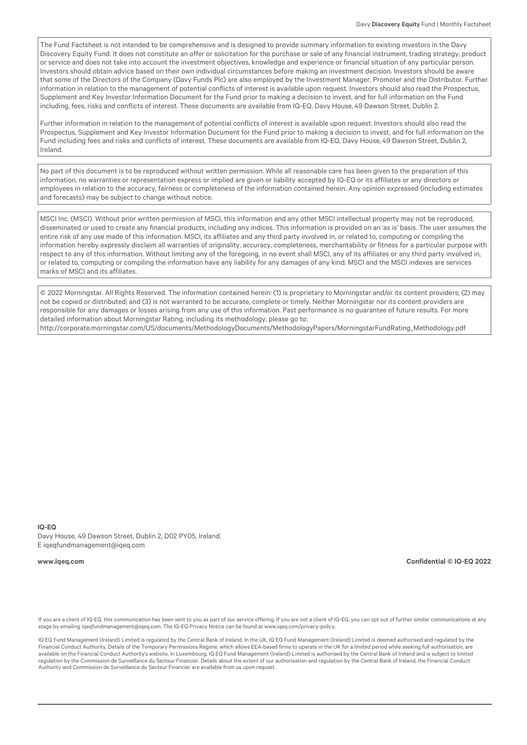The Fund Factsheet is not intended to be comprehensive and is designed to provide summary information to existing investors in the Davy Discovery Equity Fund. It does not constitute an offer or solicitation for the purchase or sale of any financial instrument, trading strategy, product or service and does not take into account the investment objectives, knowledge and experience or financial situation of any particular person. Investors should obtain advice based on their own individual circumstances before making an investment decision. Investors should be aware that some of the Directors of the Company (Davy Funds Plc) are also employed by the Investment Manager, Promoter and the Distributor. Further information in relation to the management of potential conflicts of interest is available upon request. Investors should also read the Prospectus, Supplement and Key Investor Information Document for the Fund prior to making a decision to invest, and for full information on the Fund including, fees, risks and conflicts of interest. These documents are available from IQ-EQ, Davy House, 49 Dawson Street, Dublin 2.

Further information in relation to the management of potential conflicts of interest is available upon request. Investors should also read the Prospectus, Supplement and Key Investor Information Document for the Fund prior to making a decision to invest, and for full information on the Fund including fees and risks and conflicts of interest. These documents are available from IQ-EQ, Davy House, 49 Dawson Street, Dublin 2, Ireland.

No part of this document is to be reproduced without written permission. While all reasonable care has been given to the preparation of this information, no warranties or representation express or implied are given or liability accepted by IQ-EQ or its affiliates or any directors or employees in relation to the accuracy, fairness or completeness of the information contained herein. Any opinion expressed (including estimates and forecasts) may be subject to change without notice.

MSCI Inc. (MSCI). Without prior written permission of MSCI, this information and any other MSCI intellectual property may not be reproduced, disseminated or used to create any financial products, including any indices. This information is provided on an 'as is' basis. The user assumes the entire risk of any use made of this information. MSCI, its affiliates and any third party involved in, or related to, computing or compiling the information hereby expressly disclaim all warranties of originality, accuracy, completeness, merchantability or fitness for a particular purpose with respect to any of this information. Without limiting any of the foregoing, in no event shall MSCI, any of its affiliates or any third party involved in, or related to, computing or compiling the information have any liability for any damages of any kind. MSCI and the MSCI indexes are services marks of MSCI and its affiliates.

© 2022 Morningstar. All Rights Reserved. The information contained herein: (1) is proprietary to Morningstar and/or its content providers; (2) may not be copied or distributed; and (3) is not warranted to be accurate, complete or timely. Neither Morningstar nor its content providers are responsible for any damages or losses arising from any use of this information. Past performance is no guarantee of future results. For more detailed information about Morningstar Rating, including its methodology, please go to:
http://corporate.morningstar.com/US/documents/MethodologyDocuments/MethodologyPapers/MorningstarFundRating_Methodology.pdf

**IQ-EQ**
Davy House, 49 Dawson Street, Dublin 2, D02 PY05, Ireland.
E iqeqfundmanagement@iqeq.com

**www.iqeq.com**

**Confidential © IQ-EQ 2022**

If you are a client of IQ-EQ, this communication has been sent to you as part of our service offering. If you are not a client of IQ-EQ, you can opt out of further similar communications at any stage by emailing iqeqfundmanagement@iqeq.com. The IQ-EQ Privacy Notice can be found at www.iqeq.com/privacy-policy.

IQ EQ Fund Management (Ireland) Limited is regulated by the Central Bank of Ireland. In the UK, IQ EQ Fund Management (Ireland) Limited is deemed authorised and regulated by the Financial Conduct Authority. Details of the Temporary Permissions Regime, which allows EEA-based firms to operate in the UK for a limited period while seeking full authorisation, are available on the Financial Conduct Authority's website. In Luxembourg, IQ EQ Fund Management (Ireland) Limited is authorised by the Central Bank of Ireland and is subject to limited regulation by the Commission de Surveillance du Secteur Financier. Details about the extent of our authorisation and regulation by the Central Bank of Ireland, the Financial Conduct Authority and Commission de Surveillance du Secteur Financier are available from us upon request.